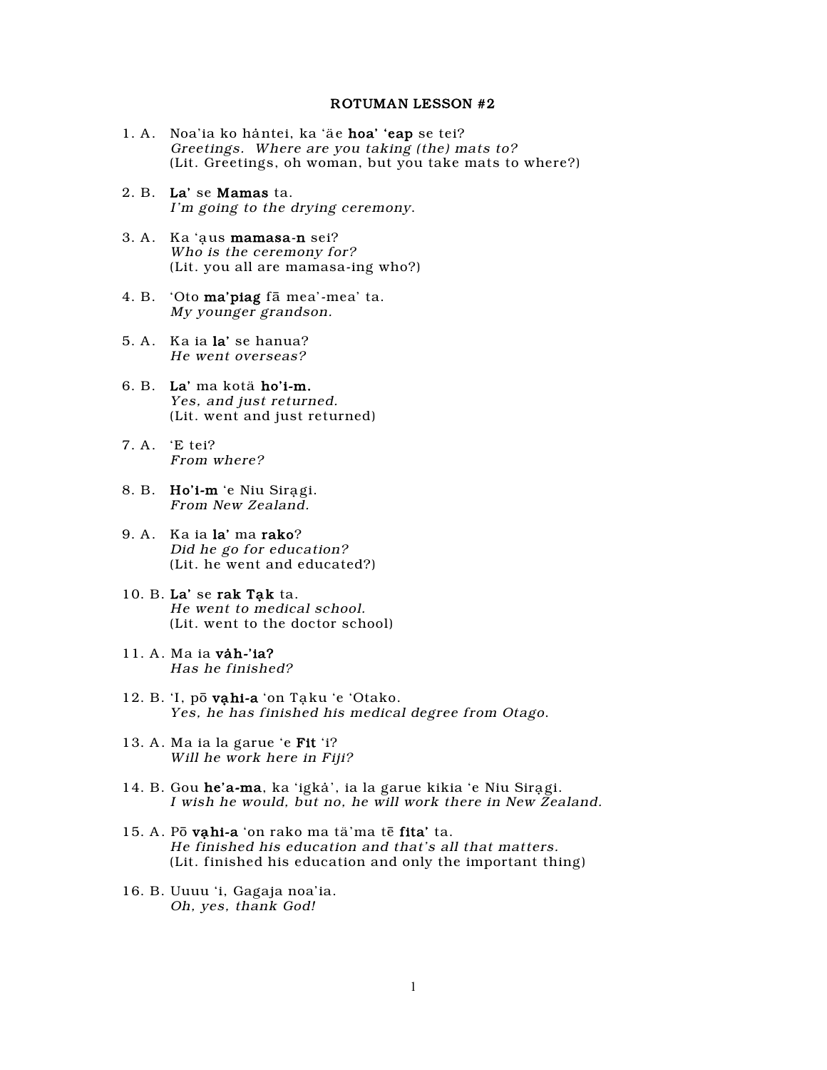# ROTUMAN LESSON #2

1. A. Noa'ia ko hȧntei, ka 'äe **hoa' 'eap** se tei?
   *Greetings. Where are you taking (the) mats to?*
   (Lit. Greetings, oh woman, but you take mats to where?)

2. B. **La'** se **Mamas** ta.
   *I'm going to the drying ceremony.*

3. A. Ka 'ạus **mamasa-n** sei?
   *Who is the ceremony for?*
   (Lit. you all are mamasa-ing who?)

4. B. 'Oto **ma'piag** fā mea'-mea' ta.
   *My younger grandson.*

5. A. Ka ia **la'** se hanua?
   *He went overseas?*

6. B. **La'** ma kotä **ho'i-m.**
   *Yes, and just returned.*
   (Lit. went and just returned)

7. A. 'E tei?
   *From where?*

8. B. **Ho'i-m** 'e Niu Sirạgi.
   *From New Zealand.*

9. A. Ka ia **la'** ma **rako**?
   *Did he go for education?*
   (Lit. he went and educated?)

10. B. **La'** se **rak Tạk** ta.
    *He went to medical school.*
    (Lit. went to the doctor school)

11. A. Ma ia **vȧh-'ia?**
    *Has he finished?*

12. B. 'I, pō **vạhi-a** 'on Tạku 'e 'Otako.
    *Yes, he has finished his medical degree from Otago.*

13. A. Ma ia la garue 'e **Fit** 'i?
    *Will he work here in Fiji?*

14. B. Gou **he'a-ma**, ka 'igkȧ', ia la garue kikia 'e Niu Sirạgi.
    *I wish he would, but no, he will work there in New Zealand.*

15. A. Pō **vạhi-a** 'on rako ma tä'ma tē **fita'** ta.
    *He finished his education and that's all that matters.*
    (Lit. finished his education and only the important thing)

16. B. Uuuu 'i, Gagaja noa'ia.
    *Oh, yes, thank God!*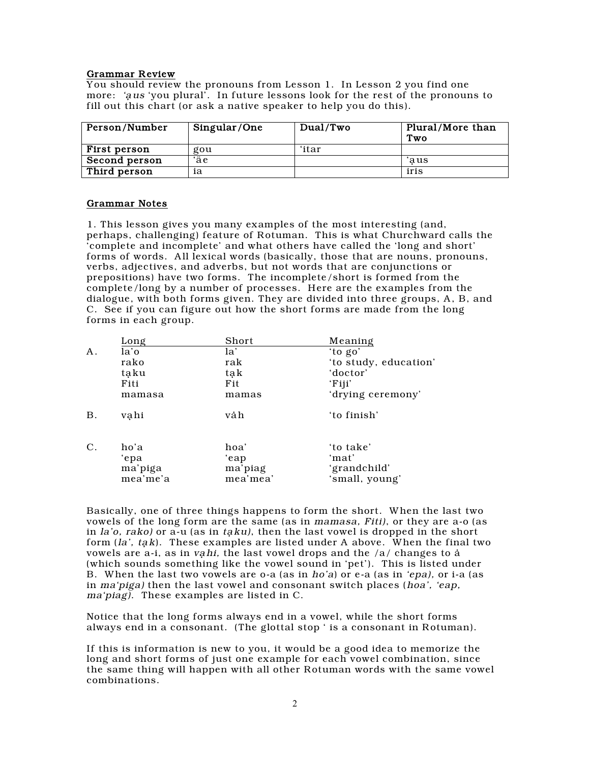**Grammar Review**

You should review the pronouns from Lesson 1. In Lesson 2 you find one more: *'ạus* 'you plural'. In future lessons look for the rest of the pronouns to fill out this chart (or ask a native speaker to help you do this).

| Person/Number | Singular/One | Dual/Two | Plural/More than Two |
|---|---|---|---|
| **First person** | gou | 'itar | |
| **Second person** | 'äe | | 'ạus |
| **Third person** | ia | | iris |

**Grammar Notes**

1. This lesson gives you many examples of the most interesting (and, perhaps, challenging) feature of Rotuman. This is what Churchward calls the 'complete and incomplete' and what others have called the 'long and short' forms of words. All lexical words (basically, those that are nouns, pronouns, verbs, adjectives, and adverbs, but not words that are conjunctions or prepositions) have two forms. The incomplete/short is formed from the complete/long by a number of processes. Here are the examples from the dialogue, with both forms given. They are divided into three groups, A, B, and C. See if you can figure out how the short forms are made from the long forms in each group.

| | Long | Short | Meaning |
|---|---|---|---|
| A. | la'o | la' | 'to go' |
| | rako | rak | 'to study, education' |
| | tạku | tạk | 'doctor' |
| | Fiti | Fit | 'Fiji' |
| | mamasa | mamas | 'drying ceremony' |
| B. | vạhi | vȧh | 'to finish' |
| C. | ho'a | hoa' | 'to take' |
| | 'epa | 'eap | 'mat' |
| | ma'piga | ma'piag | 'grandchild' |
| | mea'me'a | mea'mea' | 'small, young' |

Basically, one of three things happens to form the short. When the last two vowels of the long form are the same (as in *mamasa, Fiti)*, or they are a-o (as in *la'o, rako)* or a-u (as in *tạku)*, then the last vowel is dropped in the short form (*la', tạk*). These examples are listed under A above. When the final two vowels are a-i, as in *vạhi,* the last vowel drops and the /a/ changes to ȧ (which sounds something like the vowel sound in 'pet'). This is listed under B. When the last two vowels are o-a (as in *ho'a*) or e-a (as in *'epa),* or i-a (as in *ma'piga)* then the last vowel and consonant switch places (*hoa', 'eap, ma'piag).* These examples are listed in C.

Notice that the long forms always end in a vowel, while the short forms always end in a consonant. (The glottal stop ' is a consonant in Rotuman).

If this is information is new to you, it would be a good idea to memorize the long and short forms of just one example for each vowel combination, since the same thing will happen with all other Rotuman words with the same vowel combinations.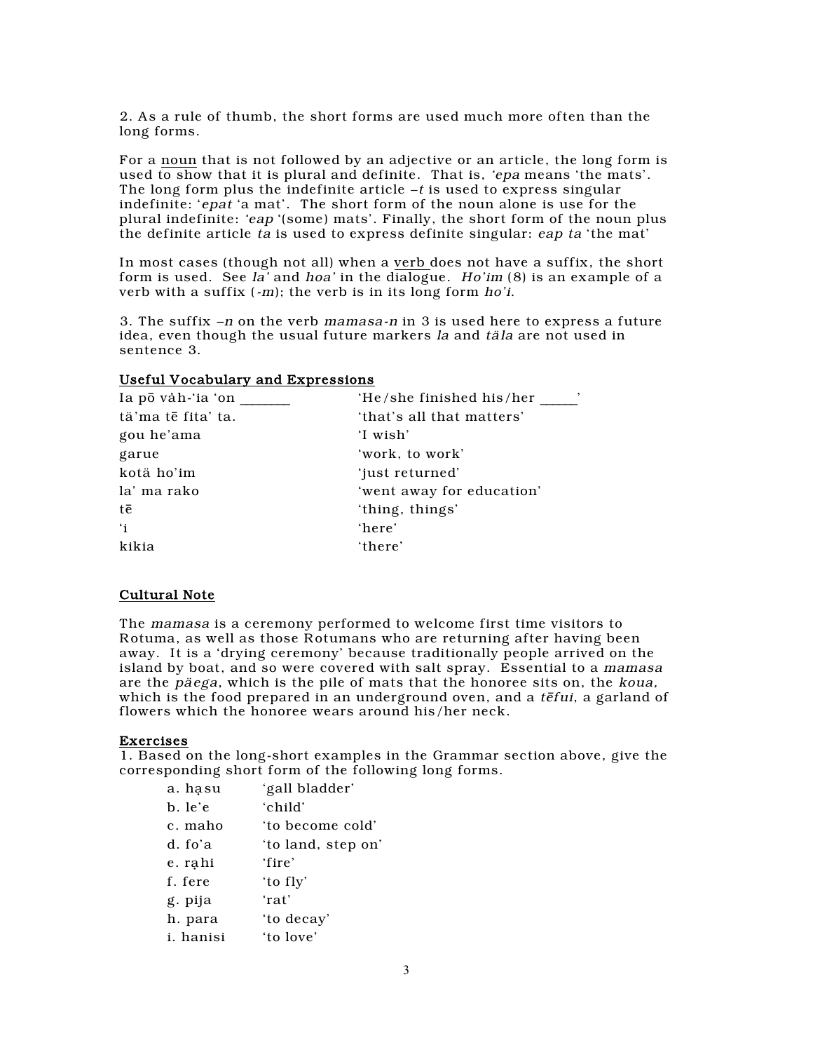2. As a rule of thumb, the short forms are used much more often than the long forms.

For a noun that is not followed by an adjective or an article, the long form is used to show that it is plural and definite. That is, *'epa* means 'the mats'. The long form plus the indefinite article *–t* is used to express singular indefinite: '*epat* 'a mat'. The short form of the noun alone is use for the plural indefinite: *'eap* '(some) mats'. Finally, the short form of the noun plus the definite article *ta* is used to express definite singular: *eap ta* 'the mat'

In most cases (though not all) when a verb does not have a suffix, the short form is used. See *la'* and *hoa'* in the dialogue. *Ho'im* (8) is an example of a verb with a suffix (*-m*); the verb is in its long form *ho'i*.

3. The suffix *–n* on the verb *mamasa-n* in 3 is used here to express a future idea, even though the usual future markers *la* and *täla* are not used in sentence 3.

## Useful Vocabulary and Expressions

| | |
|---|---|
| Ia pō våh-'ia 'on _______ | 'He/she finished his/her _____' |
| tä'ma tē fita' ta. | 'that's all that matters' |
| gou he'ama | 'I wish' |
| garue | 'work, to work' |
| kotä ho'im | 'just returned' |
| la' ma rako | 'went away for education' |
| tē | 'thing, things' |
| 'i | 'here' |
| kikia | 'there' |

## Cultural Note

The *mamasa* is a ceremony performed to welcome first time visitors to Rotuma, as well as those Rotumans who are returning after having been away. It is a 'drying ceremony' because traditionally people arrived on the island by boat, and so were covered with salt spray. Essential to a *mamasa* are the *päega*, which is the pile of mats that the honoree sits on, the *koua*, which is the food prepared in an underground oven, and a *tēfui*, a garland of flowers which the honoree wears around his/her neck.

## Exercises

1. Based on the long-short examples in the Grammar section above, give the corresponding short form of the following long forms.

| | |
|---|---|
| a. hạsu | 'gall bladder' |
| b. le'e | 'child' |
| c. maho | 'to become cold' |
| d. fo'a | 'to land, step on' |
| e. rạhi | 'fire' |
| f. fere | 'to fly' |
| g. pija | 'rat' |
| h. para | 'to decay' |
| i. hanisi | 'to love' |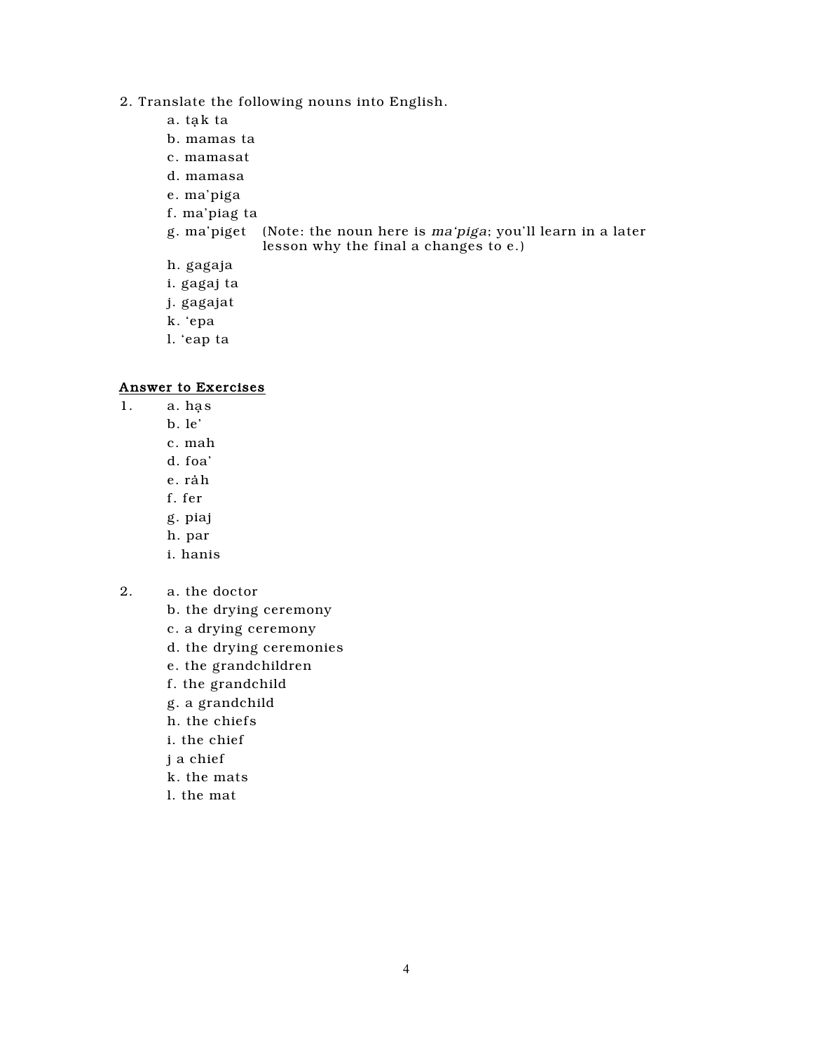2. Translate the following nouns into English.

a. tạk ta
b. mamas ta
c. mamasat
d. mamasa
e. ma'piga
f. ma'piag ta
g. ma'piget (Note: the noun here is *ma'piga*; you'll learn in a later lesson why the final a changes to e.)
h. gagaja
i. gagaj ta
j. gagajat
k. 'epa
l. 'eap ta

<u>**Answer to Exercises**</u>

1.

a. hạs
b. le'
c. mah
d. foa'
e. rȧh
f. fer
g. piaj
h. par
i. hanis

2.

a. the doctor
b. the drying ceremony
c. a drying ceremony
d. the drying ceremonies
e. the grandchildren
f. the grandchild
g. a grandchild
h. the chiefs
i. the chief
j a chief
k. the mats
l. the mat